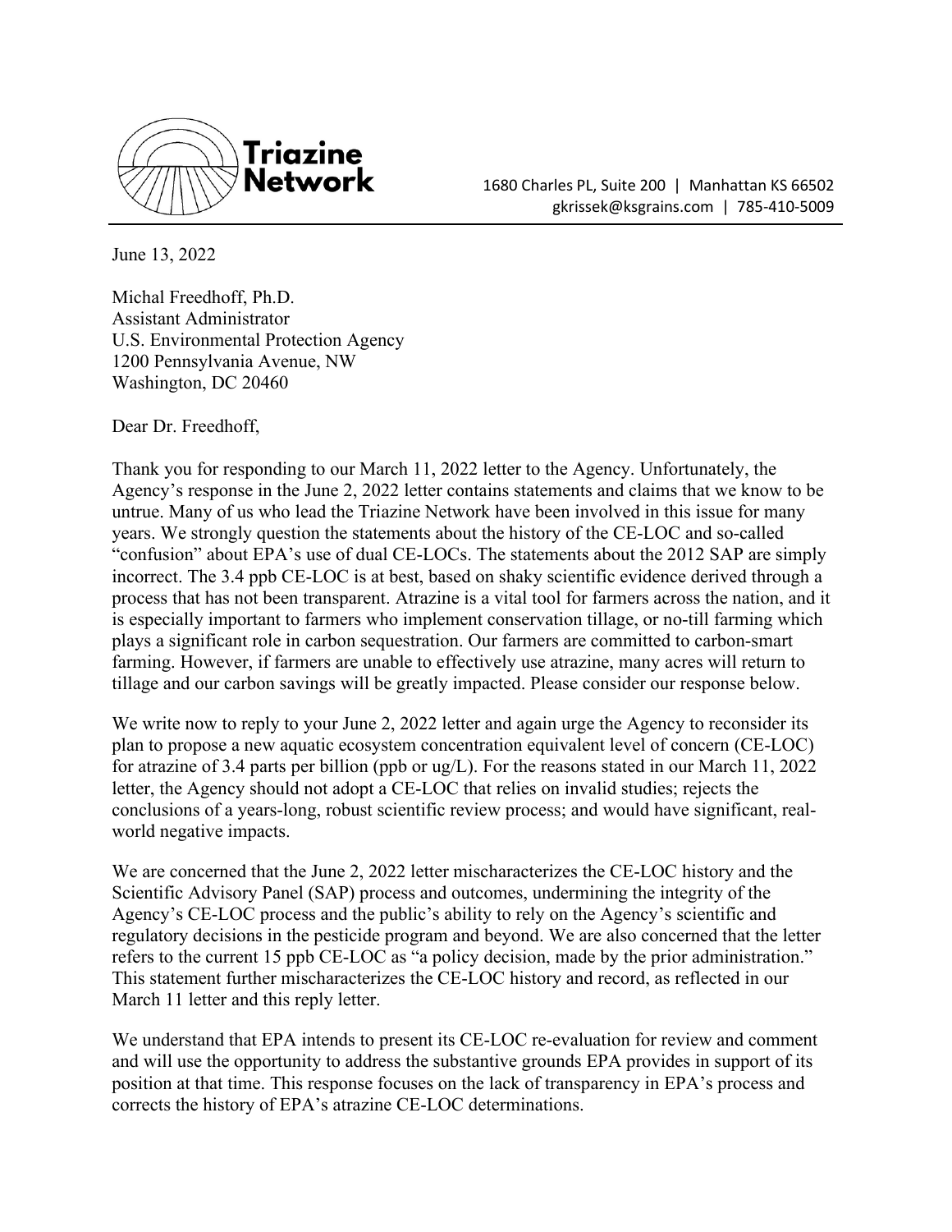**Triazine Network**

1680 Charles PL, Suite 200 | Manhattan KS 66502
gkrissek@ksgrains.com | 785-410-5009

June 13, 2022

Michal Freedhoff, Ph.D.
Assistant Administrator
U.S. Environmental Protection Agency
1200 Pennsylvania Avenue, NW
Washington, DC 20460

Dear Dr. Freedhoff,

Thank you for responding to our March 11, 2022 letter to the Agency. Unfortunately, the Agency's response in the June 2, 2022 letter contains statements and claims that we know to be untrue. Many of us who lead the Triazine Network have been involved in this issue for many years. We strongly question the statements about the history of the CE-LOC and so-called "confusion" about EPA's use of dual CE-LOCs. The statements about the 2012 SAP are simply incorrect. The 3.4 ppb CE-LOC is at best, based on shaky scientific evidence derived through a process that has not been transparent. Atrazine is a vital tool for farmers across the nation, and it is especially important to farmers who implement conservation tillage, or no-till farming which plays a significant role in carbon sequestration. Our farmers are committed to carbon-smart farming. However, if farmers are unable to effectively use atrazine, many acres will return to tillage and our carbon savings will be greatly impacted. Please consider our response below.

We write now to reply to your June 2, 2022 letter and again urge the Agency to reconsider its plan to propose a new aquatic ecosystem concentration equivalent level of concern (CE-LOC) for atrazine of 3.4 parts per billion (ppb or ug/L). For the reasons stated in our March 11, 2022 letter, the Agency should not adopt a CE-LOC that relies on invalid studies; rejects the conclusions of a years-long, robust scientific review process; and would have significant, real-world negative impacts.

We are concerned that the June 2, 2022 letter mischaracterizes the CE-LOC history and the Scientific Advisory Panel (SAP) process and outcomes, undermining the integrity of the Agency's CE-LOC process and the public's ability to rely on the Agency's scientific and regulatory decisions in the pesticide program and beyond. We are also concerned that the letter refers to the current 15 ppb CE-LOC as "a policy decision, made by the prior administration." This statement further mischaracterizes the CE-LOC history and record, as reflected in our March 11 letter and this reply letter.

We understand that EPA intends to present its CE-LOC re-evaluation for review and comment and will use the opportunity to address the substantive grounds EPA provides in support of its position at that time. This response focuses on the lack of transparency in EPA's process and corrects the history of EPA's atrazine CE-LOC determinations.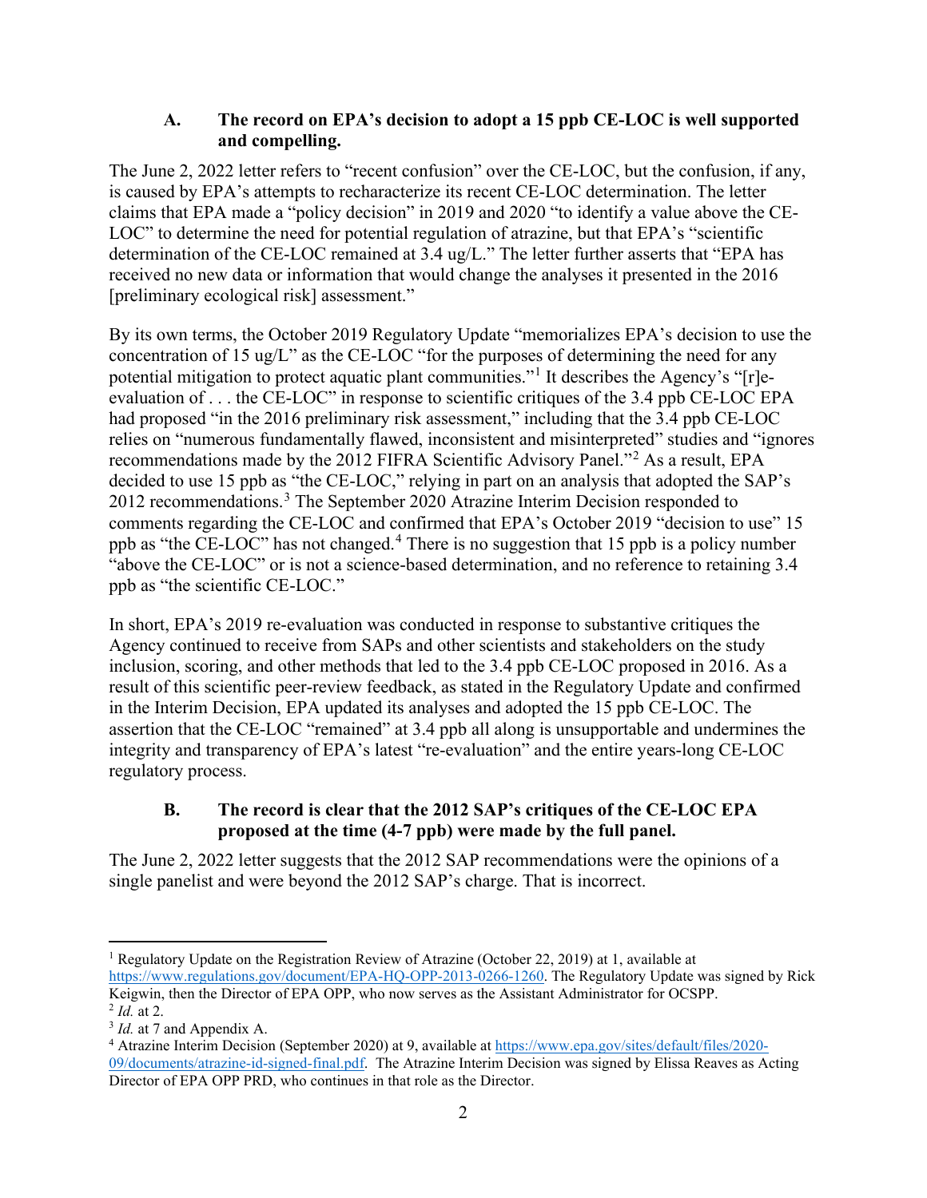### A. The record on EPA's decision to adopt a 15 ppb CE-LOC is well supported and compelling.

The June 2, 2022 letter refers to "recent confusion" over the CE-LOC, but the confusion, if any, is caused by EPA's attempts to recharacterize its recent CE-LOC determination. The letter claims that EPA made a "policy decision" in 2019 and 2020 "to identify a value above the CE-LOC" to determine the need for potential regulation of atrazine, but that EPA's "scientific determination of the CE-LOC remained at 3.4 ug/L." The letter further asserts that "EPA has received no new data or information that would change the analyses it presented in the 2016 [preliminary ecological risk] assessment."

By its own terms, the October 2019 Regulatory Update "memorializes EPA's decision to use the concentration of 15 ug/L" as the CE-LOC "for the purposes of determining the need for any potential mitigation to protect aquatic plant communities."[1] It describes the Agency's "[r]e-evaluation of . . . the CE-LOC" in response to scientific critiques of the 3.4 ppb CE-LOC EPA had proposed "in the 2016 preliminary risk assessment," including that the 3.4 ppb CE-LOC relies on "numerous fundamentally flawed, inconsistent and misinterpreted" studies and "ignores recommendations made by the 2012 FIFRA Scientific Advisory Panel."[2] As a result, EPA decided to use 15 ppb as "the CE-LOC," relying in part on an analysis that adopted the SAP's 2012 recommendations.[3] The September 2020 Atrazine Interim Decision responded to comments regarding the CE-LOC and confirmed that EPA's October 2019 "decision to use" 15 ppb as "the CE-LOC" has not changed.[4] There is no suggestion that 15 ppb is a policy number "above the CE-LOC" or is not a science-based determination, and no reference to retaining 3.4 ppb as "the scientific CE-LOC."

In short, EPA's 2019 re-evaluation was conducted in response to substantive critiques the Agency continued to receive from SAPs and other scientists and stakeholders on the study inclusion, scoring, and other methods that led to the 3.4 ppb CE-LOC proposed in 2016. As a result of this scientific peer-review feedback, as stated in the Regulatory Update and confirmed in the Interim Decision, EPA updated its analyses and adopted the 15 ppb CE-LOC. The assertion that the CE-LOC "remained" at 3.4 ppb all along is unsupportable and undermines the integrity and transparency of EPA's latest "re-evaluation" and the entire years-long CE-LOC regulatory process.

### B. The record is clear that the 2012 SAP's critiques of the CE-LOC EPA proposed at the time (4-7 ppb) were made by the full panel.

The June 2, 2022 letter suggests that the 2012 SAP recommendations were the opinions of a single panelist and were beyond the 2012 SAP's charge. That is incorrect.

---

[1] Regulatory Update on the Registration Review of Atrazine (October 22, 2019) at 1, available at https://www.regulations.gov/document/EPA-HQ-OPP-2013-0266-1260. The Regulatory Update was signed by Rick Keigwin, then the Director of EPA OPP, who now serves as the Assistant Administrator for OCSPP.

[2] *Id.* at 2.

[3] *Id.* at 7 and Appendix A.

[4] Atrazine Interim Decision (September 2020) at 9, available at https://www.epa.gov/sites/default/files/2020-09/documents/atrazine-id-signed-final.pdf. The Atrazine Interim Decision was signed by Elissa Reaves as Acting Director of EPA OPP PRD, who continues in that role as the Director.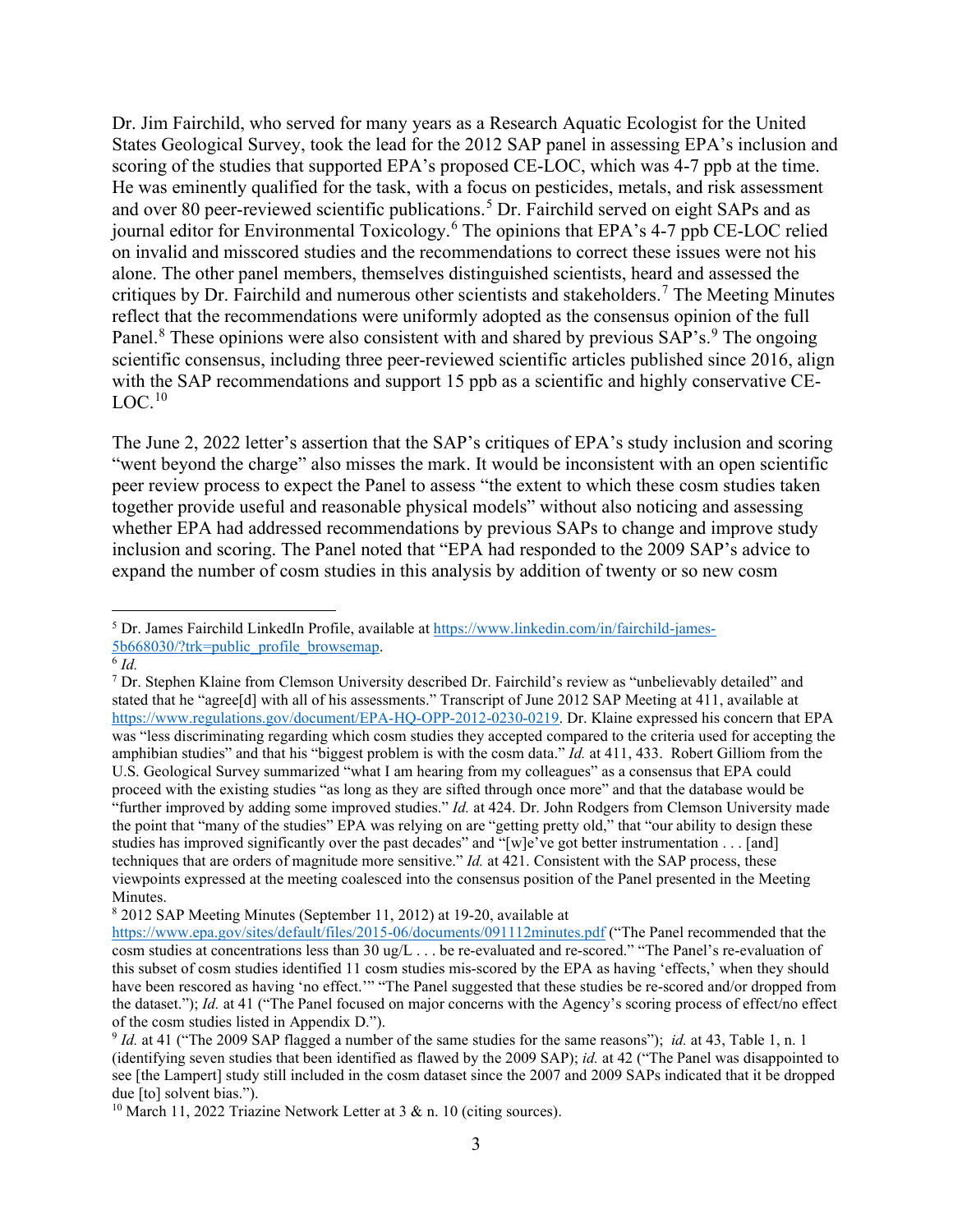Dr. Jim Fairchild, who served for many years as a Research Aquatic Ecologist for the United States Geological Survey, took the lead for the 2012 SAP panel in assessing EPA's inclusion and scoring of the studies that supported EPA's proposed CE-LOC, which was 4-7 ppb at the time. He was eminently qualified for the task, with a focus on pesticides, metals, and risk assessment and over 80 peer-reviewed scientific publications.[5] Dr. Fairchild served on eight SAPs and as journal editor for Environmental Toxicology.[6] The opinions that EPA's 4-7 ppb CE-LOC relied on invalid and misscored studies and the recommendations to correct these issues were not his alone. The other panel members, themselves distinguished scientists, heard and assessed the critiques by Dr. Fairchild and numerous other scientists and stakeholders.[7] The Meeting Minutes reflect that the recommendations were uniformly adopted as the consensus opinion of the full Panel.[8] These opinions were also consistent with and shared by previous SAP's.[9] The ongoing scientific consensus, including three peer-reviewed scientific articles published since 2016, align with the SAP recommendations and support 15 ppb as a scientific and highly conservative CE-LOC.[10]

The June 2, 2022 letter's assertion that the SAP's critiques of EPA's study inclusion and scoring "went beyond the charge" also misses the mark. It would be inconsistent with an open scientific peer review process to expect the Panel to assess "the extent to which these cosm studies taken together provide useful and reasonable physical models" without also noticing and assessing whether EPA had addressed recommendations by previous SAPs to change and improve study inclusion and scoring. The Panel noted that "EPA had responded to the 2009 SAP's advice to expand the number of cosm studies in this analysis by addition of twenty or so new cosm

---

[5] Dr. James Fairchild LinkedIn Profile, available at https://www.linkedin.com/in/fairchild-james-5b668030/?trk=public_profile_browsemap.

[6] *Id.*

[7] Dr. Stephen Klaine from Clemson University described Dr. Fairchild's review as "unbelievably detailed" and stated that he "agree[d] with all of his assessments." Transcript of June 2012 SAP Meeting at 411, available at https://www.regulations.gov/document/EPA-HQ-OPP-2012-0230-0219. Dr. Klaine expressed his concern that EPA was "less discriminating regarding which cosm studies they accepted compared to the criteria used for accepting the amphibian studies" and that his "biggest problem is with the cosm data." *Id.* at 411, 433. Robert Gilliom from the U.S. Geological Survey summarized "what I am hearing from my colleagues" as a consensus that EPA could proceed with the existing studies "as long as they are sifted through once more" and that the database would be "further improved by adding some improved studies." *Id.* at 424. Dr. John Rodgers from Clemson University made the point that "many of the studies" EPA was relying on are "getting pretty old," that "our ability to design these studies has improved significantly over the past decades" and "[w]e've got better instrumentation . . . [and] techniques that are orders of magnitude more sensitive." *Id.* at 421. Consistent with the SAP process, these viewpoints expressed at the meeting coalesced into the consensus position of the Panel presented in the Meeting Minutes.

[8] 2012 SAP Meeting Minutes (September 11, 2012) at 19-20, available at https://www.epa.gov/sites/default/files/2015-06/documents/091112minutes.pdf ("The Panel recommended that the cosm studies at concentrations less than 30 ug/L . . . be re-evaluated and re-scored." "The Panel's re-evaluation of this subset of cosm studies identified 11 cosm studies mis-scored by the EPA as having 'effects,' when they should have been rescored as having 'no effect.'" "The Panel suggested that these studies be re-scored and/or dropped from the dataset."); *Id.* at 41 ("The Panel focused on major concerns with the Agency's scoring process of effect/no effect of the cosm studies listed in Appendix D.").

[9] *Id.* at 41 ("The 2009 SAP flagged a number of the same studies for the same reasons"); *id.* at 43, Table 1, n. 1 (identifying seven studies that been identified as flawed by the 2009 SAP); *id.* at 42 ("The Panel was disappointed to see [the Lampert] study still included in the cosm dataset since the 2007 and 2009 SAPs indicated that it be dropped due [to] solvent bias.").

[10] March 11, 2022 Triazine Network Letter at 3 & n. 10 (citing sources).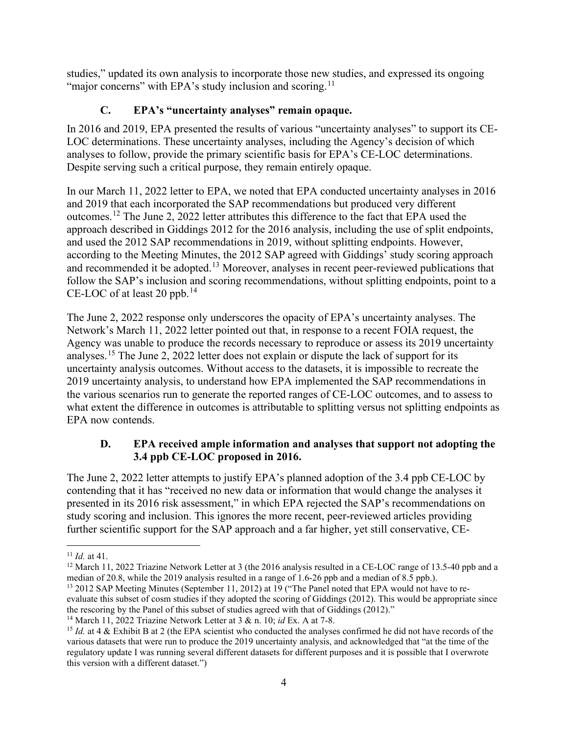studies," updated its own analysis to incorporate those new studies, and expressed its ongoing "major concerns" with EPA's study inclusion and scoring.[11]

### C. EPA's "uncertainty analyses" remain opaque.

In 2016 and 2019, EPA presented the results of various "uncertainty analyses" to support its CE-LOC determinations. These uncertainty analyses, including the Agency's decision of which analyses to follow, provide the primary scientific basis for EPA's CE-LOC determinations. Despite serving such a critical purpose, they remain entirely opaque.

In our March 11, 2022 letter to EPA, we noted that EPA conducted uncertainty analyses in 2016 and 2019 that each incorporated the SAP recommendations but produced very different outcomes.[12] The June 2, 2022 letter attributes this difference to the fact that EPA used the approach described in Giddings 2012 for the 2016 analysis, including the use of split endpoints, and used the 2012 SAP recommendations in 2019, without splitting endpoints. However, according to the Meeting Minutes, the 2012 SAP agreed with Giddings' study scoring approach and recommended it be adopted.[13] Moreover, analyses in recent peer-reviewed publications that follow the SAP's inclusion and scoring recommendations, without splitting endpoints, point to a CE-LOC of at least 20 ppb.[14]

The June 2, 2022 response only underscores the opacity of EPA's uncertainty analyses. The Network's March 11, 2022 letter pointed out that, in response to a recent FOIA request, the Agency was unable to produce the records necessary to reproduce or assess its 2019 uncertainty analyses.[15] The June 2, 2022 letter does not explain or dispute the lack of support for its uncertainty analysis outcomes. Without access to the datasets, it is impossible to recreate the 2019 uncertainty analysis, to understand how EPA implemented the SAP recommendations in the various scenarios run to generate the reported ranges of CE-LOC outcomes, and to assess to what extent the difference in outcomes is attributable to splitting versus not splitting endpoints as EPA now contends.

### D. EPA received ample information and analyses that support not adopting the 3.4 ppb CE-LOC proposed in 2016.

The June 2, 2022 letter attempts to justify EPA's planned adoption of the 3.4 ppb CE-LOC by contending that it has "received no new data or information that would change the analyses it presented in its 2016 risk assessment," in which EPA rejected the SAP's recommendations on study scoring and inclusion. This ignores the more recent, peer-reviewed articles providing further scientific support for the SAP approach and a far higher, yet still conservative, CE-

---

[11] *Id.* at 41.

[12] March 11, 2022 Triazine Network Letter at 3 (the 2016 analysis resulted in a CE-LOC range of 13.5-40 ppb and a median of 20.8, while the 2019 analysis resulted in a range of 1.6-26 ppb and a median of 8.5 ppb.).

[13] 2012 SAP Meeting Minutes (September 11, 2012) at 19 ("The Panel noted that EPA would not have to re-evaluate this subset of cosm studies if they adopted the scoring of Giddings (2012). This would be appropriate since the rescoring by the Panel of this subset of studies agreed with that of Giddings (2012)."

[14] March 11, 2022 Triazine Network Letter at 3 & n. 10; *id* Ex. A at 7-8.

[15] *Id.* at 4 & Exhibit B at 2 (the EPA scientist who conducted the analyses confirmed he did not have records of the various datasets that were run to produce the 2019 uncertainty analysis, and acknowledged that "at the time of the regulatory update I was running several different datasets for different purposes and it is possible that I overwrote this version with a different dataset.")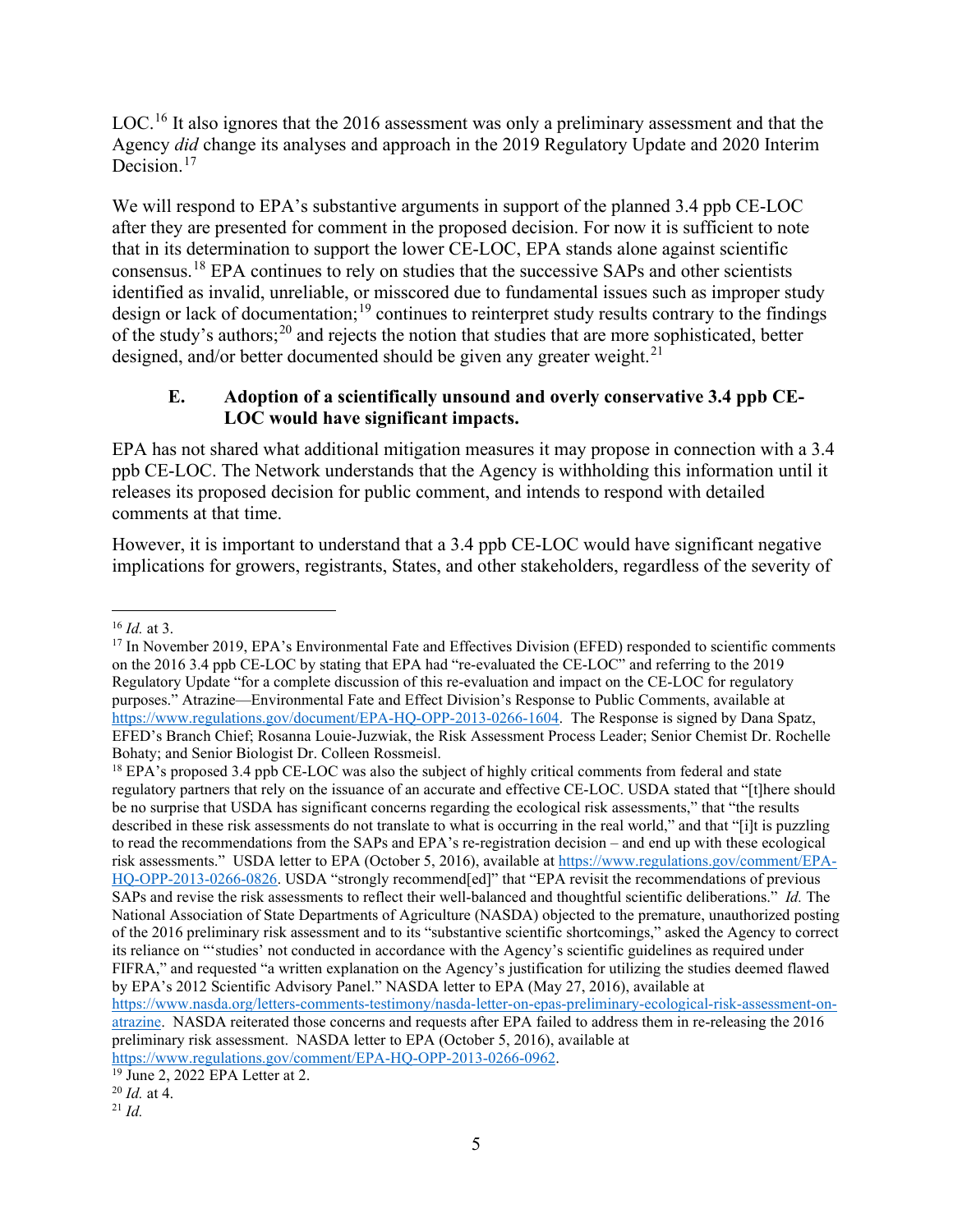LOC.[16] It also ignores that the 2016 assessment was only a preliminary assessment and that the Agency *did* change its analyses and approach in the 2019 Regulatory Update and 2020 Interim Decision.[17]

We will respond to EPA's substantive arguments in support of the planned 3.4 ppb CE-LOC after they are presented for comment in the proposed decision. For now it is sufficient to note that in its determination to support the lower CE-LOC, EPA stands alone against scientific consensus.[18] EPA continues to rely on studies that the successive SAPs and other scientists identified as invalid, unreliable, or misscored due to fundamental issues such as improper study design or lack of documentation;[19] continues to reinterpret study results contrary to the findings of the study's authors;[20] and rejects the notion that studies that are more sophisticated, better designed, and/or better documented should be given any greater weight.[21]

### E. Adoption of a scientifically unsound and overly conservative 3.4 ppb CE-LOC would have significant impacts.

EPA has not shared what additional mitigation measures it may propose in connection with a 3.4 ppb CE-LOC. The Network understands that the Agency is withholding this information until it releases its proposed decision for public comment, and intends to respond with detailed comments at that time.

However, it is important to understand that a 3.4 ppb CE-LOC would have significant negative implications for growers, registrants, States, and other stakeholders, regardless of the severity of

---

[16] *Id.* at 3.

[17] In November 2019, EPA's Environmental Fate and Effectives Division (EFED) responded to scientific comments on the 2016 3.4 ppb CE-LOC by stating that EPA had "re-evaluated the CE-LOC" and referring to the 2019 Regulatory Update "for a complete discussion of this re-evaluation and impact on the CE-LOC for regulatory purposes." Atrazine—Environmental Fate and Effect Division's Response to Public Comments, available at https://www.regulations.gov/document/EPA-HQ-OPP-2013-0266-1604. The Response is signed by Dana Spatz, EFED's Branch Chief; Rosanna Louie-Juzwiak, the Risk Assessment Process Leader; Senior Chemist Dr. Rochelle Bohaty; and Senior Biologist Dr. Colleen Rossmeisl.

[18] EPA's proposed 3.4 ppb CE-LOC was also the subject of highly critical comments from federal and state regulatory partners that rely on the issuance of an accurate and effective CE-LOC. USDA stated that "[t]here should be no surprise that USDA has significant concerns regarding the ecological risk assessments," that "the results described in these risk assessments do not translate to what is occurring in the real world," and that "[i]t is puzzling to read the recommendations from the SAPs and EPA's re-registration decision – and end up with these ecological risk assessments." USDA letter to EPA (October 5, 2016), available at https://www.regulations.gov/comment/EPA-HQ-OPP-2013-0266-0826. USDA "strongly recommend[ed]" that "EPA revisit the recommendations of previous SAPs and revise the risk assessments to reflect their well-balanced and thoughtful scientific deliberations." *Id.* The National Association of State Departments of Agriculture (NASDA) objected to the premature, unauthorized posting of the 2016 preliminary risk assessment and to its "substantive scientific shortcomings," asked the Agency to correct its reliance on "'studies' not conducted in accordance with the Agency's scientific guidelines as required under FIFRA," and requested "a written explanation on the Agency's justification for utilizing the studies deemed flawed by EPA's 2012 Scientific Advisory Panel." NASDA letter to EPA (May 27, 2016), available at https://www.nasda.org/letters-comments-testimony/nasda-letter-on-epas-preliminary-ecological-risk-assessment-on-atrazine. NASDA reiterated those concerns and requests after EPA failed to address them in re-releasing the 2016 preliminary risk assessment. NASDA letter to EPA (October 5, 2016), available at https://www.regulations.gov/comment/EPA-HQ-OPP-2013-0266-0962.

[19] June 2, 2022 EPA Letter at 2.

[20] *Id.* at 4.

[21] *Id.*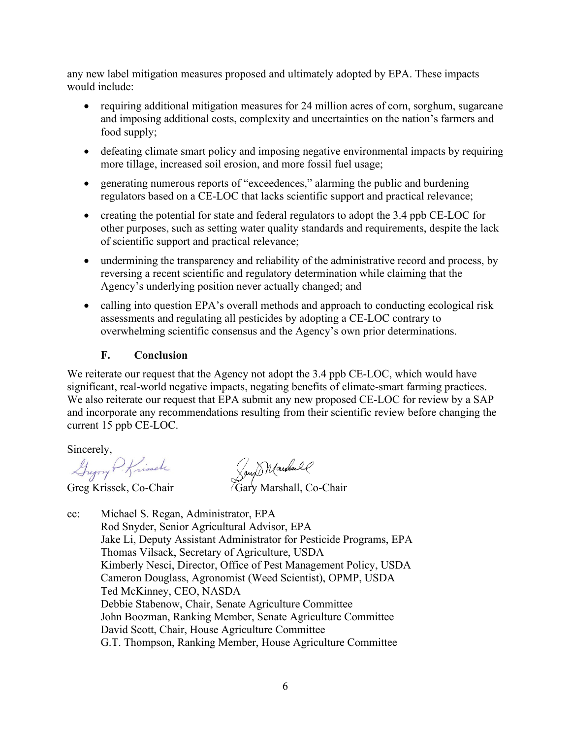any new label mitigation measures proposed and ultimately adopted by EPA. These impacts would include:

- requiring additional mitigation measures for 24 million acres of corn, sorghum, sugarcane and imposing additional costs, complexity and uncertainties on the nation's farmers and food supply;
- defeating climate smart policy and imposing negative environmental impacts by requiring more tillage, increased soil erosion, and more fossil fuel usage;
- generating numerous reports of "exceedences," alarming the public and burdening regulators based on a CE-LOC that lacks scientific support and practical relevance;
- creating the potential for state and federal regulators to adopt the 3.4 ppb CE-LOC for other purposes, such as setting water quality standards and requirements, despite the lack of scientific support and practical relevance;
- undermining the transparency and reliability of the administrative record and process, by reversing a recent scientific and regulatory determination while claiming that the Agency's underlying position never actually changed; and
- calling into question EPA's overall methods and approach to conducting ecological risk assessments and regulating all pesticides by adopting a CE-LOC contrary to overwhelming scientific consensus and the Agency's own prior determinations.

### F. Conclusion

We reiterate our request that the Agency not adopt the 3.4 ppb CE-LOC, which would have significant, real-world negative impacts, negating benefits of climate-smart farming practices. We also reiterate our request that EPA submit any new proposed CE-LOC for review by a SAP and incorporate any recommendations resulting from their scientific review before changing the current 15 ppb CE-LOC.

Sincerely,

Greg Krissek, Co-Chair

Gary Marshall, Co-Chair

cc: Michael S. Regan, Administrator, EPA
Rod Snyder, Senior Agricultural Advisor, EPA
Jake Li, Deputy Assistant Administrator for Pesticide Programs, EPA
Thomas Vilsack, Secretary of Agriculture, USDA
Kimberly Nesci, Director, Office of Pest Management Policy, USDA
Cameron Douglass, Agronomist (Weed Scientist), OPMP, USDA
Ted McKinney, CEO, NASDA
Debbie Stabenow, Chair, Senate Agriculture Committee
John Boozman, Ranking Member, Senate Agriculture Committee
David Scott, Chair, House Agriculture Committee
G.T. Thompson, Ranking Member, House Agriculture Committee